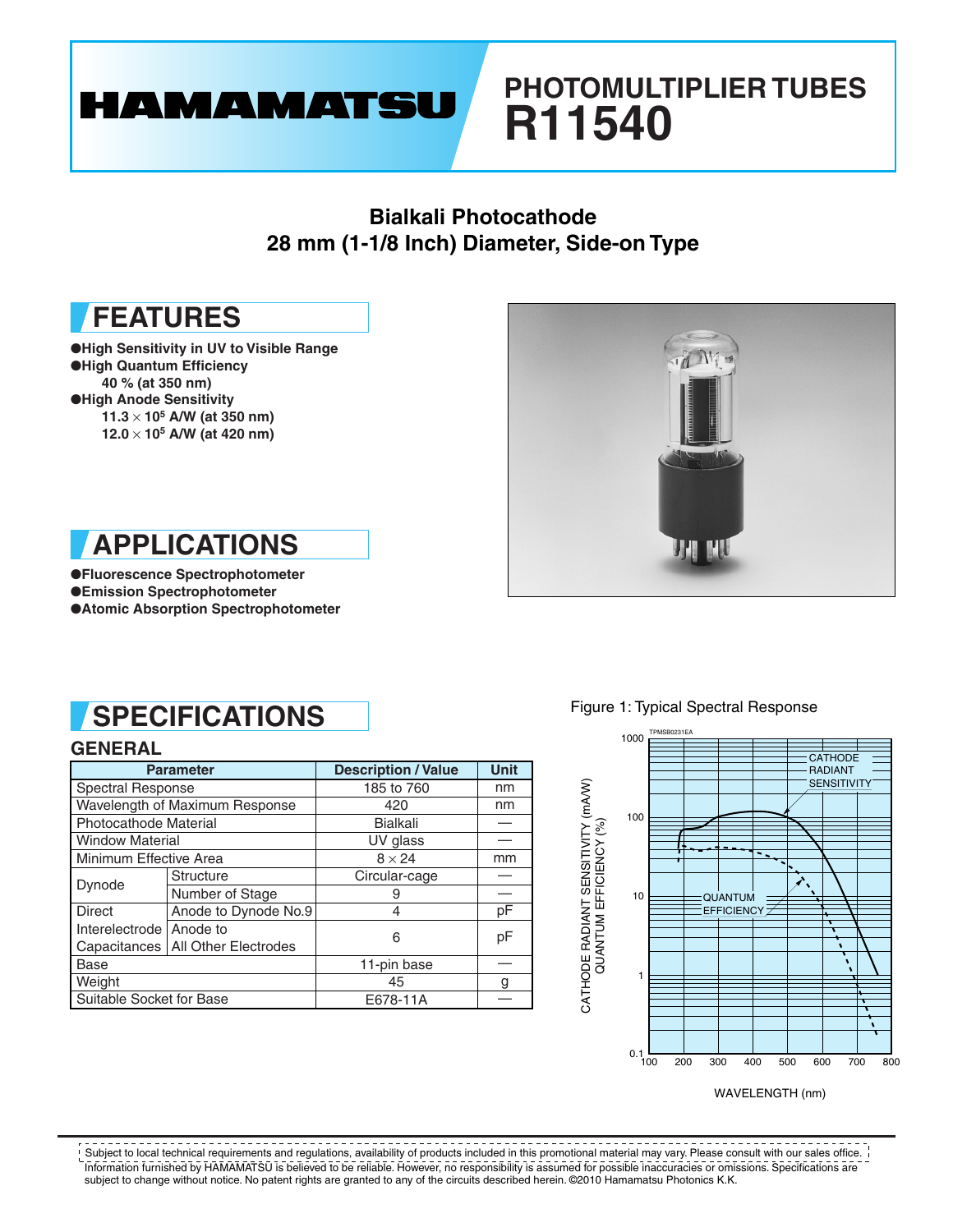# HAMAMATSU

# PHOTOMULTIPLIER TUBES R11540

**Bialkali Photocathode**
**28 mm (1-1/8 Inch) Diameter, Side-on Type**

## FEATURES

- **High Sensitivity in UV to Visible Range**
- **High Quantum Efficiency**
  **40 % (at 350 nm)**
- **High Anode Sensitivity**
  **$11.3 \times 10^5$ A/W (at 350 nm)**
  **$12.0 \times 10^5$ A/W (at 420 nm)**

## APPLICATIONS

- **Fluorescence Spectrophotometer**
- **Emission Spectrophotometer**
- **Atomic Absorption Spectrophotometer**

## SPECIFICATIONS

### GENERAL

| Parameter | | Description / Value | Unit |
|---|---|---|---|
| Spectral Response | | 185 to 760 | nm |
| Wavelength of Maximum Response | | 420 | nm |
| Photocathode Material | | Bialkali | — |
| Window Material | | UV glass | — |
| Minimum Effective Area | | $8 \times 24$ | mm |
| Dynode | Structure | Circular-cage | — |
| | Number of Stage | 9 | — |
| Direct Interelectrode Capacitances | Anode to Dynode No.9 | 4 | pF |
| | Anode to All Other Electrodes | 6 | pF |
| Base | | 11-pin base | — |
| Weight | | 45 | g |
| Suitable Socket for Base | | E678-11A | — |

Figure 1: Typical Spectral Response

TPMSB0231EA

CATHODE RADIANT SENSITIVITY (mA/W)
QUANTUM EFFICIENCY (%)

1000
100
10
1
0.1

CATHODE RADIANT SENSITIVITY

QUANTUM EFFICIENCY

100 200 300 400 500 600 700 800

WAVELENGTH (nm)

Subject to local technical requirements and regulations, availability of products included in this promotional material may vary. Please consult with our sales office.
Information furnished by HAMAMATSU is believed to be reliable. However, no responsibility is assumed for possible inaccuracies or omissions. Specifications are subject to change without notice. No patent rights are granted to any of the circuits described herein. ©2010 Hamamatsu Photonics K.K.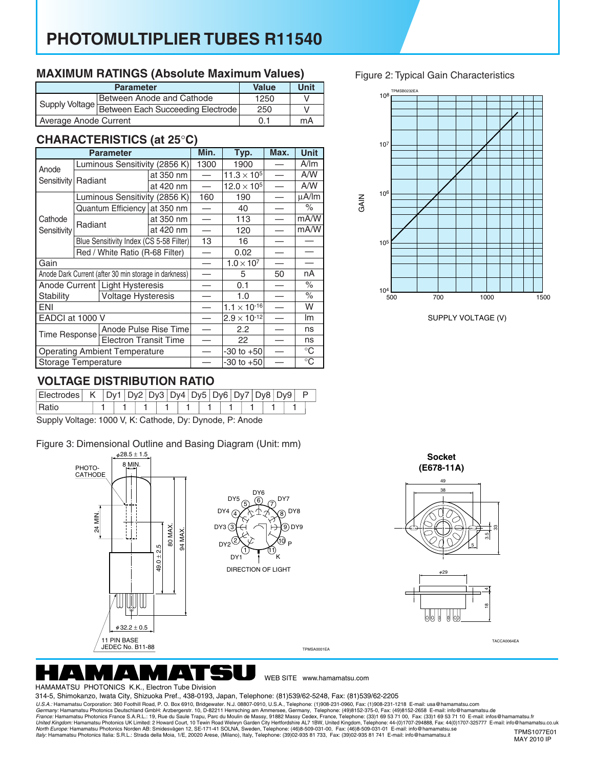# PHOTOMULTIPLIER TUBES R11540

## MAXIMUM RATINGS (Absolute Maximum Values)

| Parameter | | Value | Unit |
|---|---|---|---|
| Supply Voltage | Between Anode and Cathode | 1250 | V |
| | Between Each Succeeding Electrode | 250 | V |
| Average Anode Current | | 0.1 | mA |

## CHARACTERISTICS (at 25°C)

| Parameter | | | Min. | Typ. | Max. | Unit |
|---|---|---|---|---|---|---|
| Anode Sensitivity | Luminous Sensitivity (2856 K) | | 1300 | 1900 | — | A/lm |
| | Radiant | at 350 nm | — | $11.3 \times 10^5$ | — | A/W |
| | | at 420 nm | — | $12.0 \times 10^5$ | — | A/W |
| Cathode Sensitivity | Luminous Sensitivity (2856 K) | | 160 | 190 | — | μA/lm |
| | Quantum Efficiency | at 350 nm | — | 40 | — | % |
| | Radiant | at 350 nm | — | 113 | — | mA/W |
| | | at 420 nm | — | 120 | — | mA/W |
| | Blue Sensitivity Index (CS 5-58 Filter) | | 13 | 16 | — | — |
| | Red / White Ratio (R-68 Filter) | | — | 0.02 | — | — |
| Gain | | | — | $1.0 \times 10^7$ | — | — |
| Anode Dark Current (after 30 min storage in darkness) | | | — | 5 | 50 | nA |
| Anode Current Stability | Light Hysteresis | | — | 0.1 | — | % |
| | Voltage Hysteresis | | — | 1.0 | — | % |
| ENI | | | — | $1.1 \times 10^{-16}$ | — | W |
| EADCI at 1000 V | | | — | $2.9 \times 10^{-12}$ | — | lm |
| Time Response | Anode Pulse Rise Time | | — | 2.2 | — | ns |
| | Electron Transit Time | | — | 22 | — | ns |
| Operating Ambient Temperature | | | — | -30 to +50 | — | °C |
| Storage Temperature | | | — | -30 to +50 | — | °C |

## VOLTAGE DISTRIBUTION RATIO

| Electrodes | K | | Dy1 | | Dy2 | | Dy3 | | Dy4 | | Dy5 | | Dy6 | | Dy7 | | Dy8 | | Dy9 | | P |
|---|---|---|---|---|---|---|---|---|---|---|---|---|---|---|---|---|---|---|---|---|---|
| Ratio | | 1 | | 1 | | 1 | | 1 | | 1 | | 1 | | 1 | | 1 | | 1 | | 1 | |

Supply Voltage: 1000 V, K: Cathode, Dy: Dynode, P: Anode

Figure 2: Typical Gain Characteristics

TPMSB0232EA

GAIN

$10^8$, $10^7$, $10^6$, $10^5$, $10^4$

500, 700, 1000, 1500

SUPPLY VOLTAGE (V)

Figure 3: Dimensional Outline and Basing Diagram (Unit: mm)

PHOTO-CATHODE

$\phi 28.5 \pm 1.5$

8 MIN.

24 MIN.

80 MAX.

94 MAX.

$49.0 \pm 2.5$

$\phi 32.2 \pm 0.5$

11 PIN BASE
JEDEC No. B11-88

DY1, DY2, DY3, DY4, DY5, DY6, DY7, DY8, DY9, P, K

DIRECTION OF LIGHT

TPMSA0001EA

**Socket (E678-11A)**

49, 38, 33, 3.5, 5, $\phi 29$, 4, 18

TACCA0064EA

HAMAMATSU

WEB SITE www.hamamatsu.com

HAMAMATSU PHOTONICS K.K., Electron Tube Division

314-5, Shimokanzo, Iwata City, Shizuoka Pref., 438-0193, Japan, Telephone: (81)539/62-5248, Fax: (81)539/62-2205

*U.S.A.:* Hamamatsu Corporation: 360 Foothill Road, P. O. Box 6910, Bridgewater. N.J. 08807-0910, U.S.A., Telephone: (1)908-231-0960, Fax: (1)908-231-1218 E-mail: usa@hamamatsu.com
*Germany:* Hamamatsu Photonics Deutschland GmbH: Arzbergerstr. 10, D-82211 Herrsching am Ammersee, Germany, Telephone: (49)8152-375-0, Fax: (49)8152-2658 E-mail: info@hamamatsu.de
*France:* Hamamatsu Photonics France S.A.R.L.: 19, Rue du Saule Trapu, Parc du Moulin de Massy, 91882 Massy Cedex, France, Telephone: (33)1 69 53 71 00, Fax: (33)1 69 53 71 10 E-mail: infos@hamamatsu.fr
*United Kingdom:* Hamamatsu Photonics UK Limited: 2 Howard Court, 10 Tewin Road Welwyn Garden City Hertfordshire AL7 1BW, United Kingdom, Telephone: 44-(0)1707-294888, Fax: 44(0)1707-325777 E-mail: info@hamamatsu.co.uk
*North Europe:* Hamamatsu Photonics Norden AB: Smidesvägen 12, SE-171-41 SOLNA, Sweden, Telephone: (46)8-509-031-00, Fax: (46)8-509-031-01 E-mail: info@hamamatsu.se
*Italy:* Hamamatsu Photonics Italia: S.R.L.: Strada della Moia, 1/E, 20020 Arese, (Milano), Italy, Telephone: (39)02-935 81 733, Fax: (39)02-935 81 741 E-mail: info@hamamatsu.it

TPMS1077E01
MAY 2010 IP